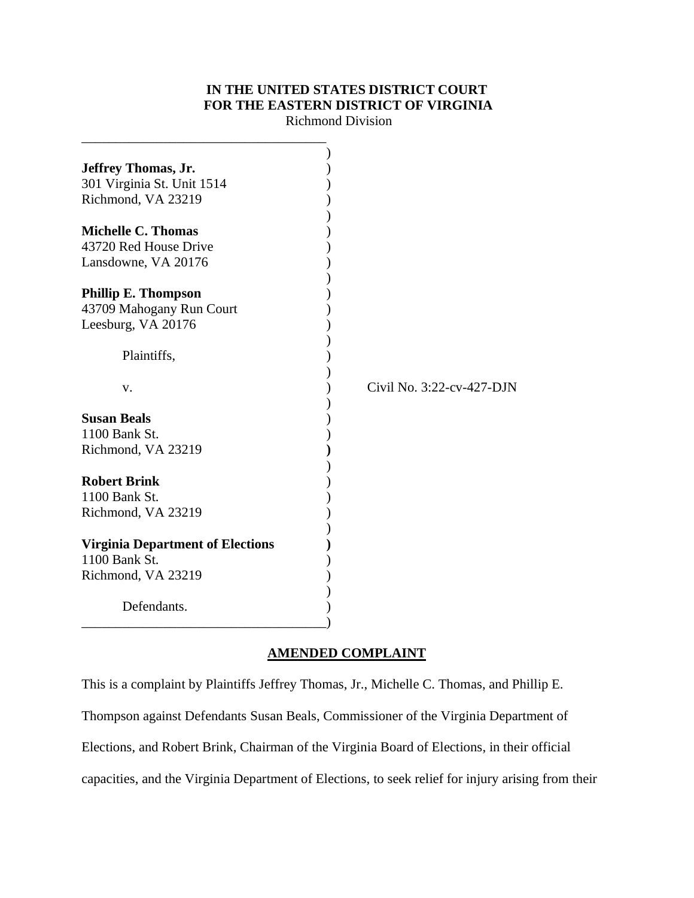**IN THE UNITED STATES DISTRICT COURT**
**FOR THE EASTERN DISTRICT OF VIRGINIA**
Richmond Division

**Jeffrey Thomas, Jr.**
301 Virginia St. Unit 1514
Richmond, VA 23219

**Michelle C. Thomas**
43720 Red House Drive
Lansdowne, VA 20176

**Phillip E. Thompson**
43709 Mahogany Run Court
Leesburg, VA 20176

Plaintiffs,

v.

Civil No. 3:22-cv-427-DJN

**Susan Beals**
1100 Bank St.
Richmond, VA 23219

**Robert Brink**
1100 Bank St.
Richmond, VA 23219

**Virginia Department of Elections**
1100 Bank St.
Richmond, VA 23219

Defendants.

**AMENDED COMPLAINT**

This is a complaint by Plaintiffs Jeffrey Thomas, Jr., Michelle C. Thomas, and Phillip E. Thompson against Defendants Susan Beals, Commissioner of the Virginia Department of Elections, and Robert Brink, Chairman of the Virginia Board of Elections, in their official capacities, and the Virginia Department of Elections, to seek relief for injury arising from their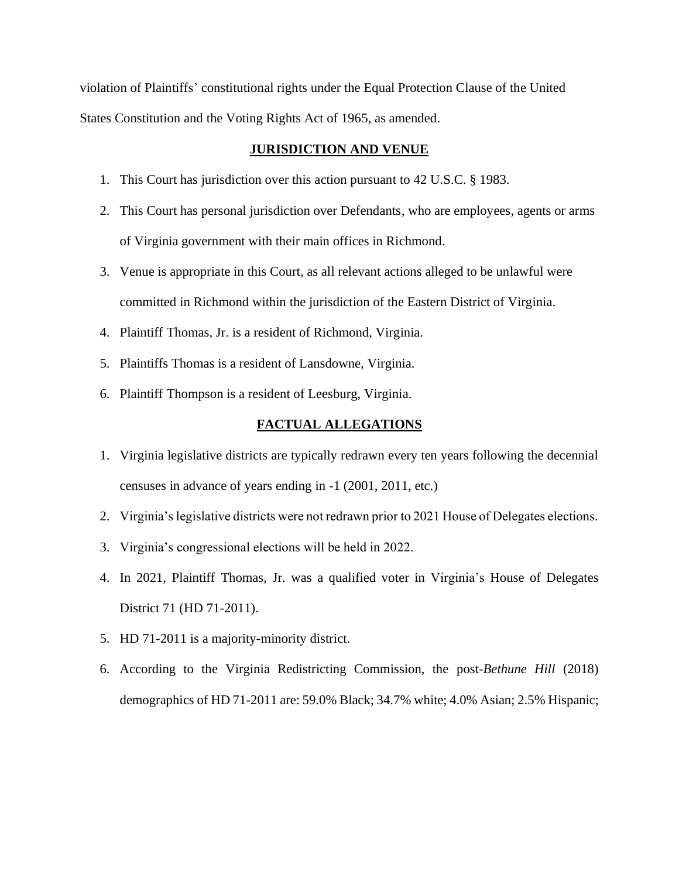violation of Plaintiffs' constitutional rights under the Equal Protection Clause of the United States Constitution and the Voting Rights Act of 1965, as amended.

## JURISDICTION AND VENUE

1. This Court has jurisdiction over this action pursuant to 42 U.S.C. § 1983.
2. This Court has personal jurisdiction over Defendants, who are employees, agents or arms of Virginia government with their main offices in Richmond.
3. Venue is appropriate in this Court, as all relevant actions alleged to be unlawful were committed in Richmond within the jurisdiction of the Eastern District of Virginia.
4. Plaintiff Thomas, Jr. is a resident of Richmond, Virginia.
5. Plaintiffs Thomas is a resident of Lansdowne, Virginia.
6. Plaintiff Thompson is a resident of Leesburg, Virginia.

## FACTUAL ALLEGATIONS

1. Virginia legislative districts are typically redrawn every ten years following the decennial censuses in advance of years ending in -1 (2001, 2011, etc.)
2. Virginia's legislative districts were not redrawn prior to 2021 House of Delegates elections.
3. Virginia's congressional elections will be held in 2022.
4. In 2021, Plaintiff Thomas, Jr. was a qualified voter in Virginia's House of Delegates District 71 (HD 71-2011).
5. HD 71-2011 is a majority-minority district.
6. According to the Virginia Redistricting Commission, the post-*Bethune Hill* (2018) demographics of HD 71-2011 are: 59.0% Black; 34.7% white; 4.0% Asian; 2.5% Hispanic;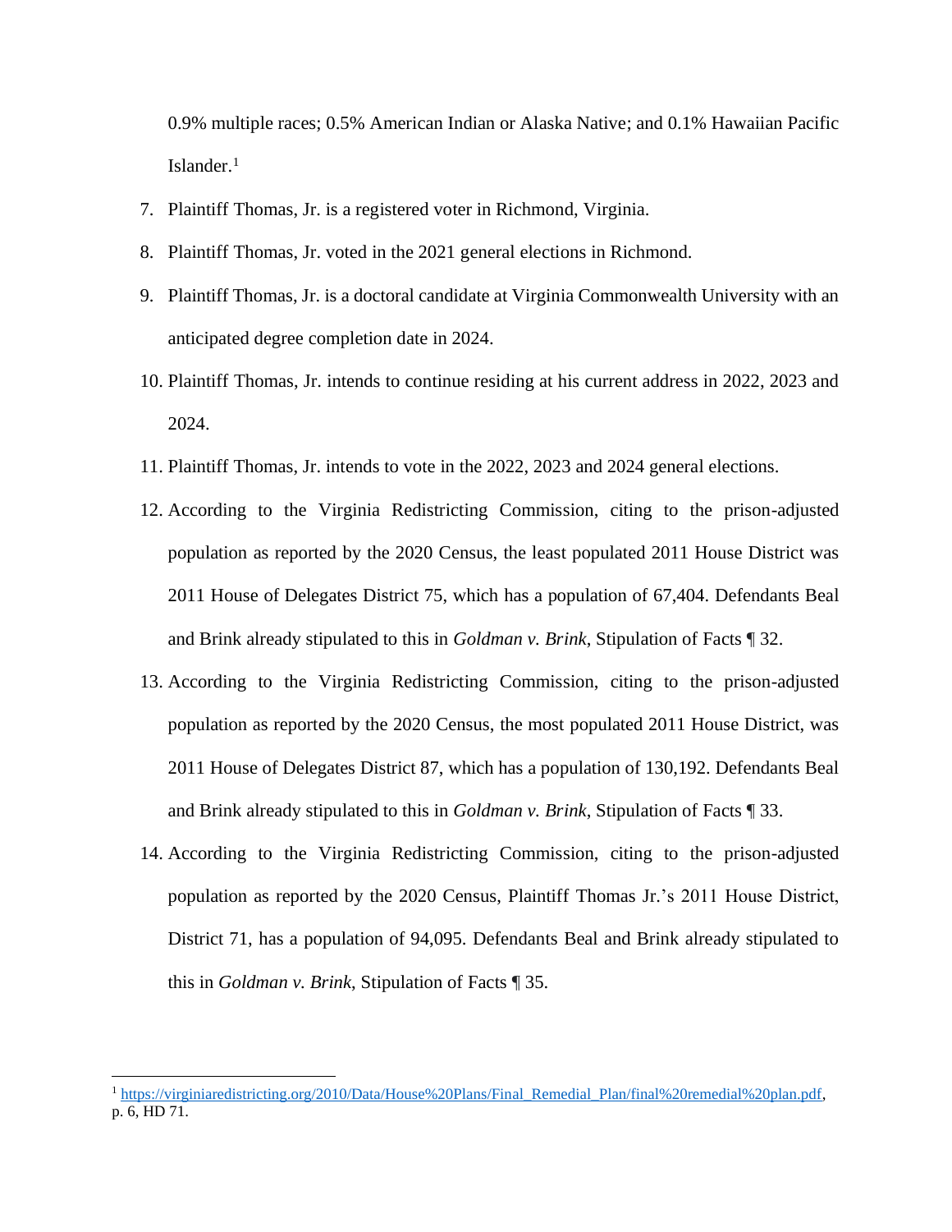0.9% multiple races; 0.5% American Indian or Alaska Native; and 0.1% Hawaiian Pacific Islander.[1]

7. Plaintiff Thomas, Jr. is a registered voter in Richmond, Virginia.
8. Plaintiff Thomas, Jr. voted in the 2021 general elections in Richmond.
9. Plaintiff Thomas, Jr. is a doctoral candidate at Virginia Commonwealth University with an anticipated degree completion date in 2024.
10. Plaintiff Thomas, Jr. intends to continue residing at his current address in 2022, 2023 and 2024.
11. Plaintiff Thomas, Jr. intends to vote in the 2022, 2023 and 2024 general elections.
12. According to the Virginia Redistricting Commission, citing to the prison-adjusted population as reported by the 2020 Census, the least populated 2011 House District was 2011 House of Delegates District 75, which has a population of 67,404. Defendants Beal and Brink already stipulated to this in *Goldman v. Brink*, Stipulation of Facts ¶ 32.
13. According to the Virginia Redistricting Commission, citing to the prison-adjusted population as reported by the 2020 Census, the most populated 2011 House District, was 2011 House of Delegates District 87, which has a population of 130,192. Defendants Beal and Brink already stipulated to this in *Goldman v. Brink*, Stipulation of Facts ¶ 33.
14. According to the Virginia Redistricting Commission, citing to the prison-adjusted population as reported by the 2020 Census, Plaintiff Thomas Jr.'s 2011 House District, District 71, has a population of 94,095. Defendants Beal and Brink already stipulated to this in *Goldman v. Brink*, Stipulation of Facts ¶ 35.

---

[1] https://virginiaredistricting.org/2010/Data/House%20Plans/Final_Remedial_Plan/final%20remedial%20plan.pdf, p. 6, HD 71.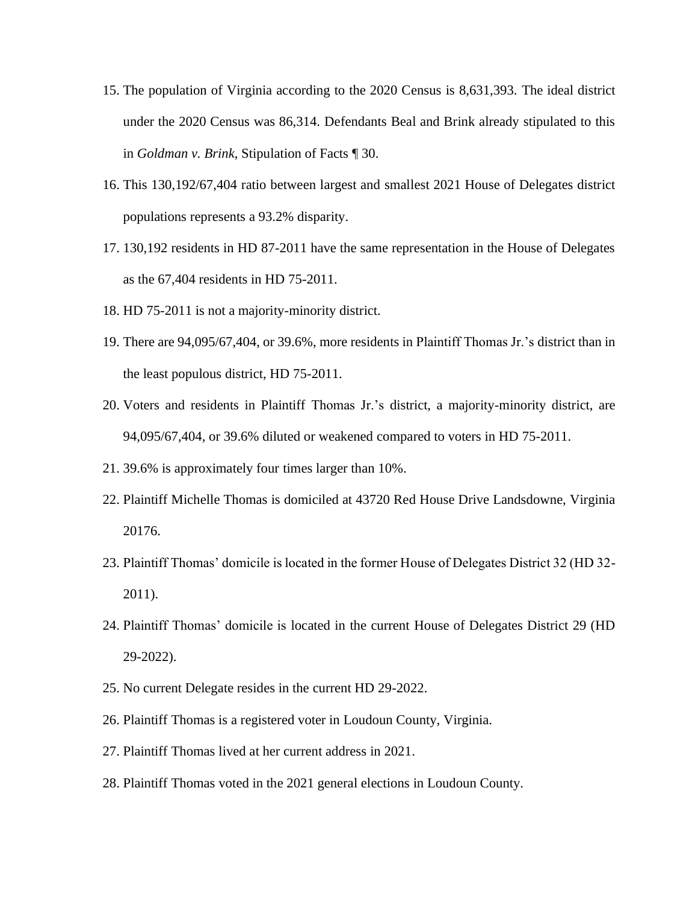15. The population of Virginia according to the 2020 Census is 8,631,393. The ideal district under the 2020 Census was 86,314. Defendants Beal and Brink already stipulated to this in *Goldman v. Brink*, Stipulation of Facts ¶ 30.
16. This 130,192/67,404 ratio between largest and smallest 2021 House of Delegates district populations represents a 93.2% disparity.
17. 130,192 residents in HD 87-2011 have the same representation in the House of Delegates as the 67,404 residents in HD 75-2011.
18. HD 75-2011 is not a majority-minority district.
19. There are 94,095/67,404, or 39.6%, more residents in Plaintiff Thomas Jr.'s district than in the least populous district, HD 75-2011.
20. Voters and residents in Plaintiff Thomas Jr.'s district, a majority-minority district, are 94,095/67,404, or 39.6% diluted or weakened compared to voters in HD 75-2011.
21. 39.6% is approximately four times larger than 10%.
22. Plaintiff Michelle Thomas is domiciled at 43720 Red House Drive Landsdowne, Virginia 20176.
23. Plaintiff Thomas' domicile is located in the former House of Delegates District 32 (HD 32-2011).
24. Plaintiff Thomas' domicile is located in the current House of Delegates District 29 (HD 29-2022).
25. No current Delegate resides in the current HD 29-2022.
26. Plaintiff Thomas is a registered voter in Loudoun County, Virginia.
27. Plaintiff Thomas lived at her current address in 2021.
28. Plaintiff Thomas voted in the 2021 general elections in Loudoun County.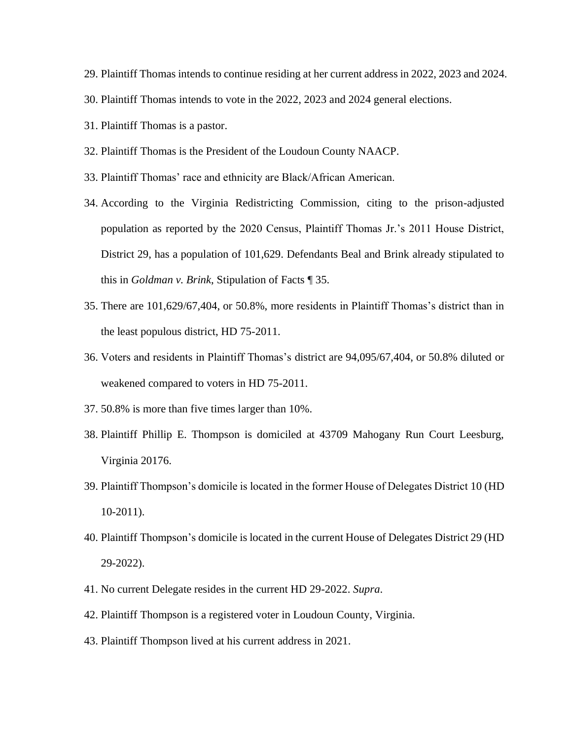29. Plaintiff Thomas intends to continue residing at her current address in 2022, 2023 and 2024.
30. Plaintiff Thomas intends to vote in the 2022, 2023 and 2024 general elections.
31. Plaintiff Thomas is a pastor.
32. Plaintiff Thomas is the President of the Loudoun County NAACP.
33. Plaintiff Thomas' race and ethnicity are Black/African American.
34. According to the Virginia Redistricting Commission, citing to the prison-adjusted population as reported by the 2020 Census, Plaintiff Thomas Jr.'s 2011 House District, District 29, has a population of 101,629. Defendants Beal and Brink already stipulated to this in *Goldman v. Brink*, Stipulation of Facts ¶ 35.
35. There are 101,629/67,404, or 50.8%, more residents in Plaintiff Thomas's district than in the least populous district, HD 75-2011.
36. Voters and residents in Plaintiff Thomas's district are 94,095/67,404, or 50.8% diluted or weakened compared to voters in HD 75-2011.
37. 50.8% is more than five times larger than 10%.
38. Plaintiff Phillip E. Thompson is domiciled at 43709 Mahogany Run Court Leesburg, Virginia 20176.
39. Plaintiff Thompson's domicile is located in the former House of Delegates District 10 (HD 10-2011).
40. Plaintiff Thompson's domicile is located in the current House of Delegates District 29 (HD 29-2022).
41. No current Delegate resides in the current HD 29-2022. *Supra*.
42. Plaintiff Thompson is a registered voter in Loudoun County, Virginia.
43. Plaintiff Thompson lived at his current address in 2021.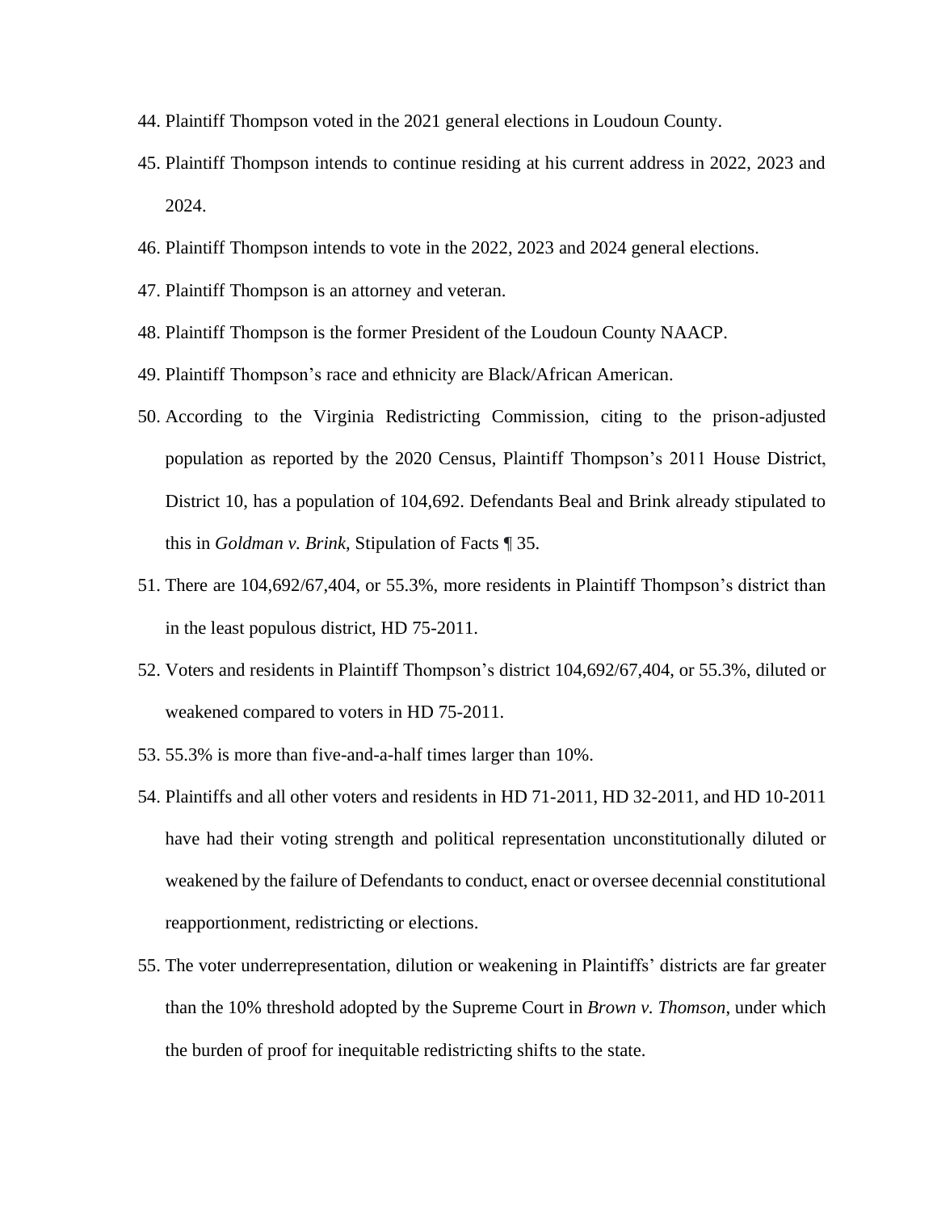44. Plaintiff Thompson voted in the 2021 general elections in Loudoun County.
45. Plaintiff Thompson intends to continue residing at his current address in 2022, 2023 and 2024.
46. Plaintiff Thompson intends to vote in the 2022, 2023 and 2024 general elections.
47. Plaintiff Thompson is an attorney and veteran.
48. Plaintiff Thompson is the former President of the Loudoun County NAACP.
49. Plaintiff Thompson's race and ethnicity are Black/African American.
50. According to the Virginia Redistricting Commission, citing to the prison-adjusted population as reported by the 2020 Census, Plaintiff Thompson's 2011 House District, District 10, has a population of 104,692. Defendants Beal and Brink already stipulated to this in *Goldman v. Brink*, Stipulation of Facts ¶ 35.
51. There are 104,692/67,404, or 55.3%, more residents in Plaintiff Thompson's district than in the least populous district, HD 75-2011.
52. Voters and residents in Plaintiff Thompson's district 104,692/67,404, or 55.3%, diluted or weakened compared to voters in HD 75-2011.
53. 55.3% is more than five-and-a-half times larger than 10%.
54. Plaintiffs and all other voters and residents in HD 71-2011, HD 32-2011, and HD 10-2011 have had their voting strength and political representation unconstitutionally diluted or weakened by the failure of Defendants to conduct, enact or oversee decennial constitutional reapportionment, redistricting or elections.
55. The voter underrepresentation, dilution or weakening in Plaintiffs' districts are far greater than the 10% threshold adopted by the Supreme Court in *Brown v. Thomson*, under which the burden of proof for inequitable redistricting shifts to the state.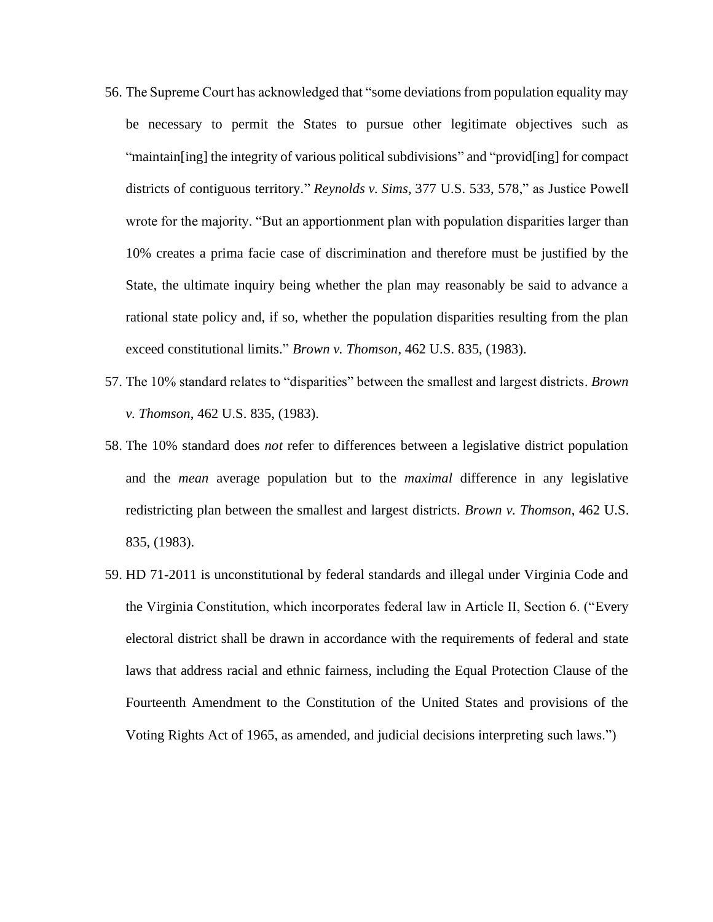56. The Supreme Court has acknowledged that "some deviations from population equality may be necessary to permit the States to pursue other legitimate objectives such as "maintain[ing] the integrity of various political subdivisions" and "provid[ing] for compact districts of contiguous territory." *Reynolds v. Sims*, 377 U.S. 533, 578," as Justice Powell wrote for the majority. "But an apportionment plan with population disparities larger than 10% creates a prima facie case of discrimination and therefore must be justified by the State, the ultimate inquiry being whether the plan may reasonably be said to advance a rational state policy and, if so, whether the population disparities resulting from the plan exceed constitutional limits." *Brown v. Thomson*, 462 U.S. 835, (1983).
57. The 10% standard relates to "disparities" between the smallest and largest districts. *Brown v. Thomson*, 462 U.S. 835, (1983).
58. The 10% standard does *not* refer to differences between a legislative district population and the *mean* average population but to the *maximal* difference in any legislative redistricting plan between the smallest and largest districts. *Brown v. Thomson*, 462 U.S. 835, (1983).
59. HD 71-2011 is unconstitutional by federal standards and illegal under Virginia Code and the Virginia Constitution, which incorporates federal law in Article II, Section 6. ("Every electoral district shall be drawn in accordance with the requirements of federal and state laws that address racial and ethnic fairness, including the Equal Protection Clause of the Fourteenth Amendment to the Constitution of the United States and provisions of the Voting Rights Act of 1965, as amended, and judicial decisions interpreting such laws.")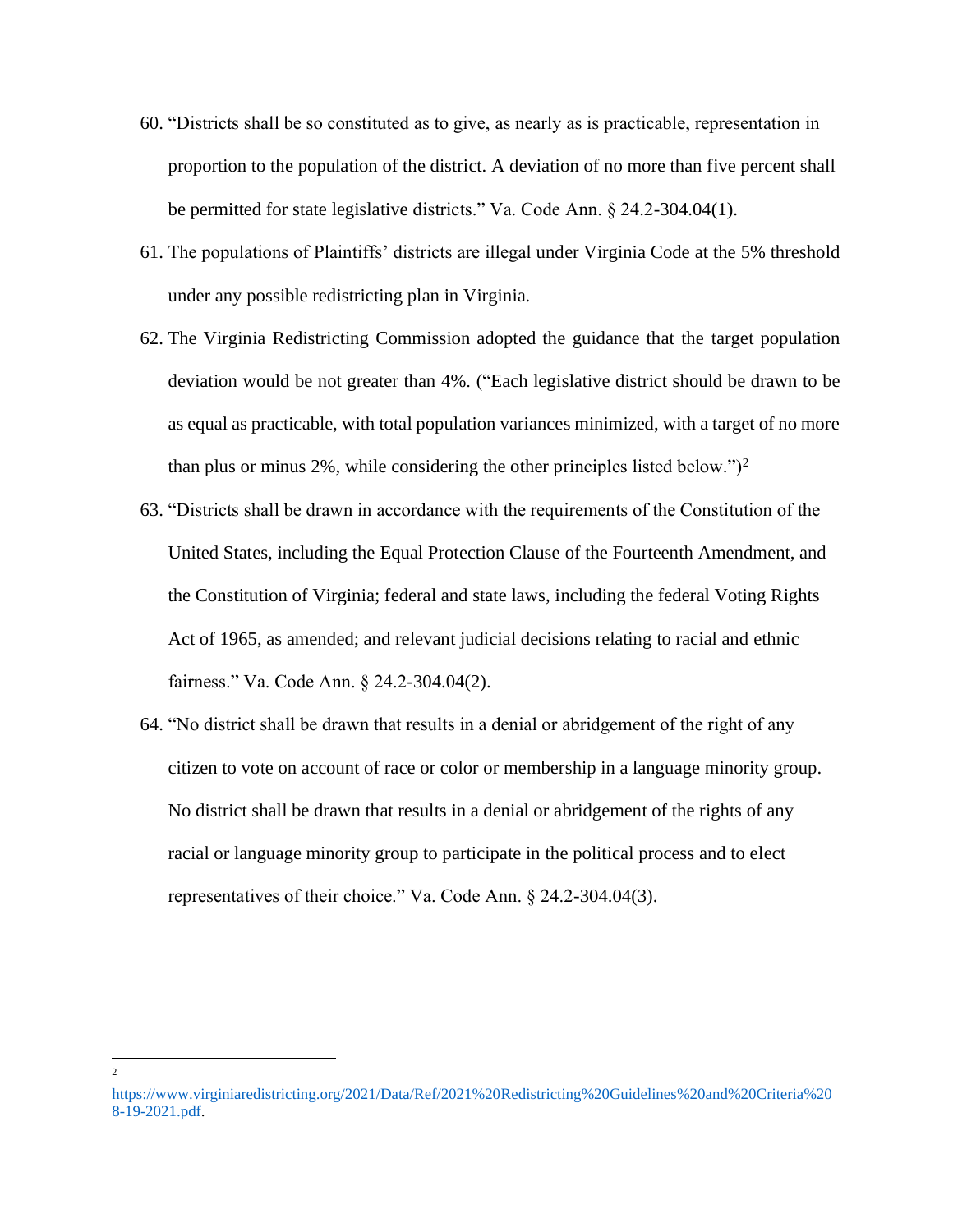60. "Districts shall be so constituted as to give, as nearly as is practicable, representation in proportion to the population of the district. A deviation of no more than five percent shall be permitted for state legislative districts." Va. Code Ann. § 24.2-304.04(1).

61. The populations of Plaintiffs' districts are illegal under Virginia Code at the 5% threshold under any possible redistricting plan in Virginia.

62. The Virginia Redistricting Commission adopted the guidance that the target population deviation would be not greater than 4%. ("Each legislative district should be drawn to be as equal as practicable, with total population variances minimized, with a target of no more than plus or minus 2%, while considering the other principles listed below.")[2]

63. "Districts shall be drawn in accordance with the requirements of the Constitution of the United States, including the Equal Protection Clause of the Fourteenth Amendment, and the Constitution of Virginia; federal and state laws, including the federal Voting Rights Act of 1965, as amended; and relevant judicial decisions relating to racial and ethnic fairness." Va. Code Ann. § 24.2-304.04(2).

64. "No district shall be drawn that results in a denial or abridgement of the right of any citizen to vote on account of race or color or membership in a language minority group. No district shall be drawn that results in a denial or abridgement of the rights of any racial or language minority group to participate in the political process and to elect representatives of their choice." Va. Code Ann. § 24.2-304.04(3).

---

[2] https://www.virginiaredistricting.org/2021/Data/Ref/2021%20Redistricting%20Guidelines%20and%20Criteria%208-19-2021.pdf.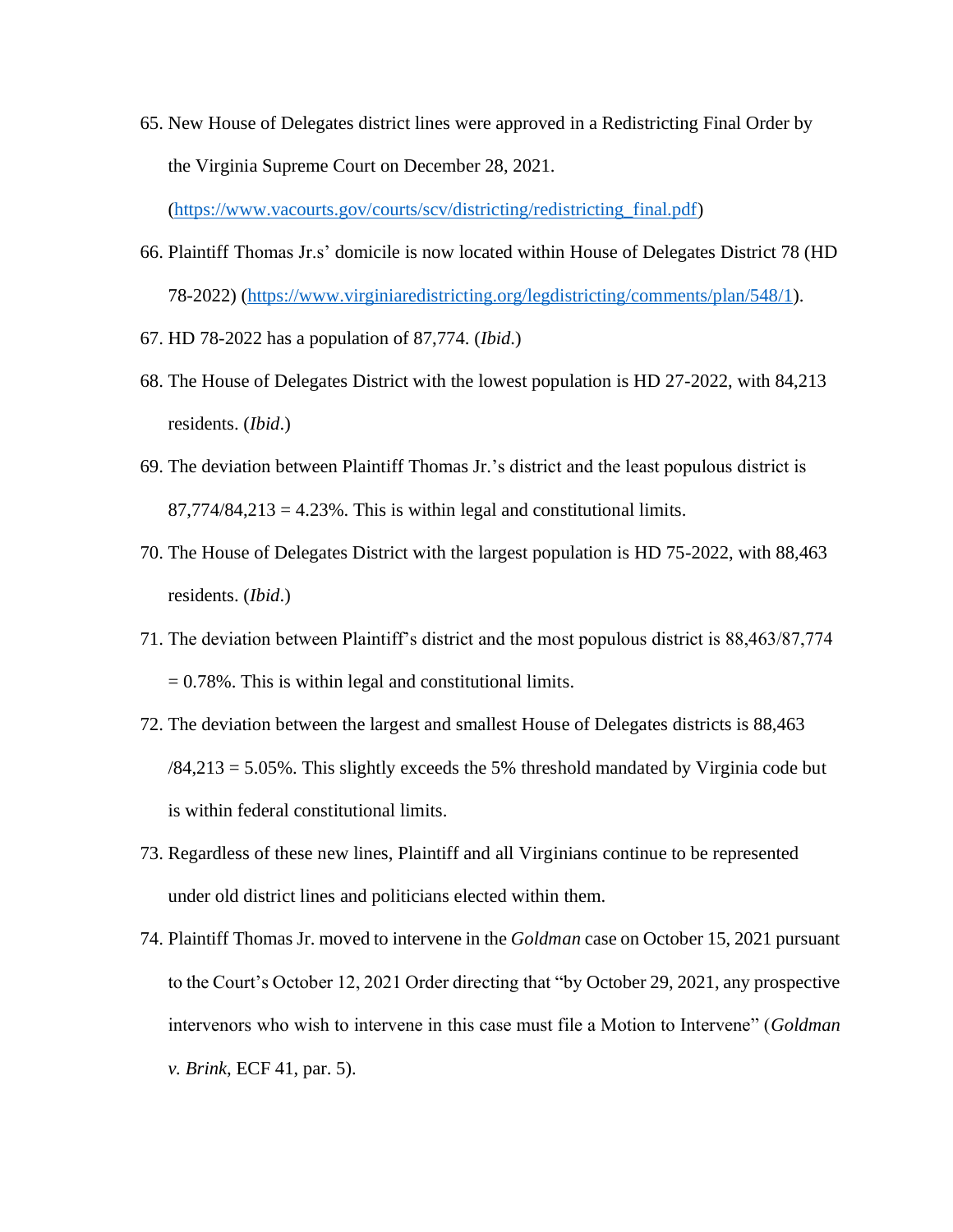65. New House of Delegates district lines were approved in a Redistricting Final Order by the Virginia Supreme Court on December 28, 2021. (https://www.vacourts.gov/courts/scv/districting/redistricting_final.pdf)
66. Plaintiff Thomas Jr.s' domicile is now located within House of Delegates District 78 (HD 78-2022) (https://www.virginiaredistricting.org/legdistricting/comments/plan/548/1).
67. HD 78-2022 has a population of 87,774. (*Ibid*.)
68. The House of Delegates District with the lowest population is HD 27-2022, with 84,213 residents. (*Ibid*.)
69. The deviation between Plaintiff Thomas Jr.'s district and the least populous district is 87,774/84,213 = 4.23%. This is within legal and constitutional limits.
70. The House of Delegates District with the largest population is HD 75-2022, with 88,463 residents. (*Ibid*.)
71. The deviation between Plaintiff's district and the most populous district is 88,463/87,774 = 0.78%. This is within legal and constitutional limits.
72. The deviation between the largest and smallest House of Delegates districts is 88,463 /84,213 = 5.05%. This slightly exceeds the 5% threshold mandated by Virginia code but is within federal constitutional limits.
73. Regardless of these new lines, Plaintiff and all Virginians continue to be represented under old district lines and politicians elected within them.
74. Plaintiff Thomas Jr. moved to intervene in the *Goldman* case on October 15, 2021 pursuant to the Court's October 12, 2021 Order directing that "by October 29, 2021, any prospective intervenors who wish to intervene in this case must file a Motion to Intervene" (*Goldman v. Brink*, ECF 41, par. 5).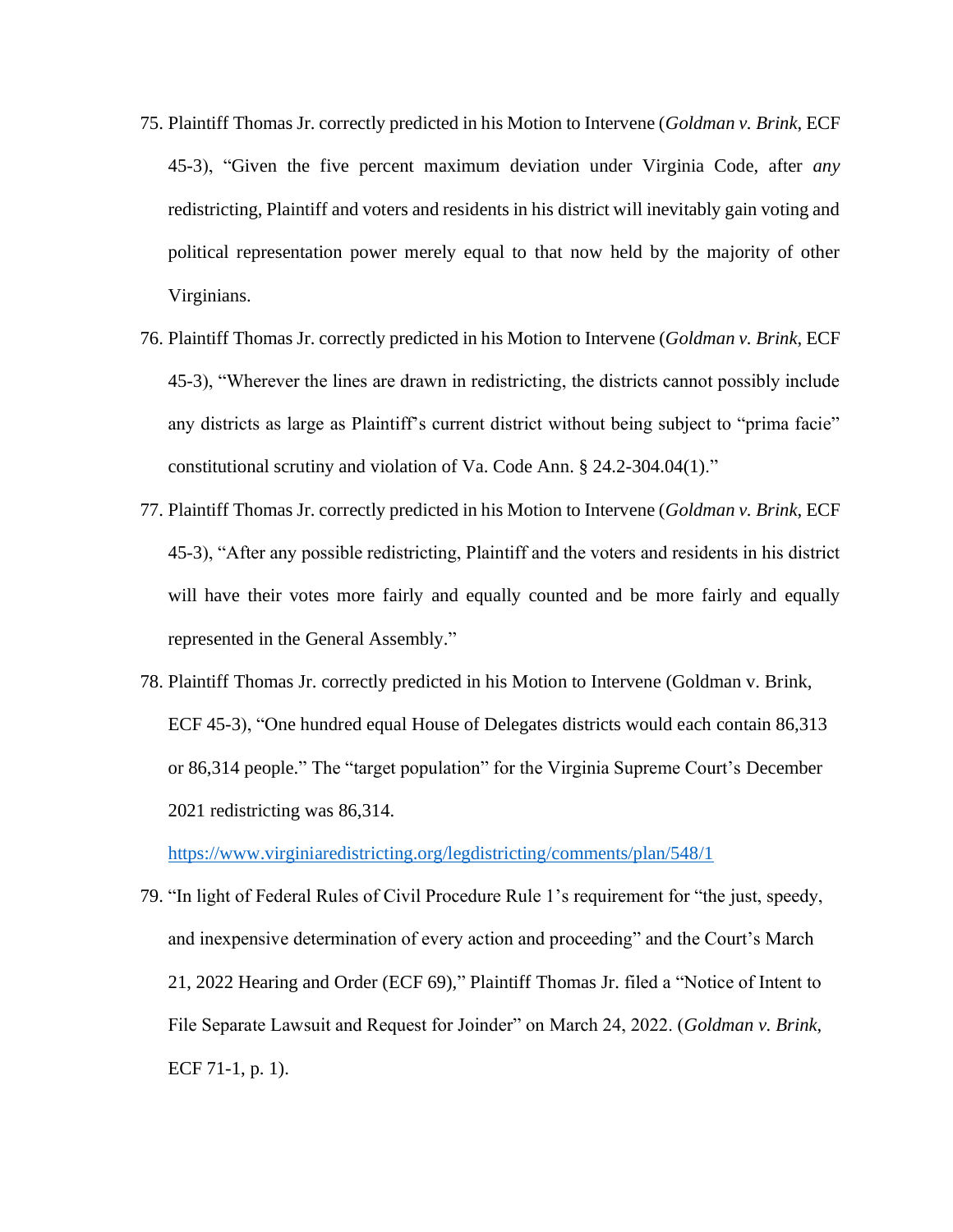75. Plaintiff Thomas Jr. correctly predicted in his Motion to Intervene (*Goldman v. Brink*, ECF 45-3), "Given the five percent maximum deviation under Virginia Code, after *any* redistricting, Plaintiff and voters and residents in his district will inevitably gain voting and political representation power merely equal to that now held by the majority of other Virginians.

76. Plaintiff Thomas Jr. correctly predicted in his Motion to Intervene (*Goldman v. Brink*, ECF 45-3), "Wherever the lines are drawn in redistricting, the districts cannot possibly include any districts as large as Plaintiff's current district without being subject to "prima facie" constitutional scrutiny and violation of Va. Code Ann. § 24.2-304.04(1)."

77. Plaintiff Thomas Jr. correctly predicted in his Motion to Intervene (*Goldman v. Brink*, ECF 45-3), "After any possible redistricting, Plaintiff and the voters and residents in his district will have their votes more fairly and equally counted and be more fairly and equally represented in the General Assembly."

78. Plaintiff Thomas Jr. correctly predicted in his Motion to Intervene (Goldman v. Brink, ECF 45-3), "One hundred equal House of Delegates districts would each contain 86,313 or 86,314 people." The "target population" for the Virginia Supreme Court's December 2021 redistricting was 86,314.

    https://www.virginiaredistricting.org/legdistricting/comments/plan/548/1

79. "In light of Federal Rules of Civil Procedure Rule 1's requirement for "the just, speedy, and inexpensive determination of every action and proceeding" and the Court's March 21, 2022 Hearing and Order (ECF 69)," Plaintiff Thomas Jr. filed a "Notice of Intent to File Separate Lawsuit and Request for Joinder" on March 24, 2022. (*Goldman v. Brink*, ECF 71-1, p. 1).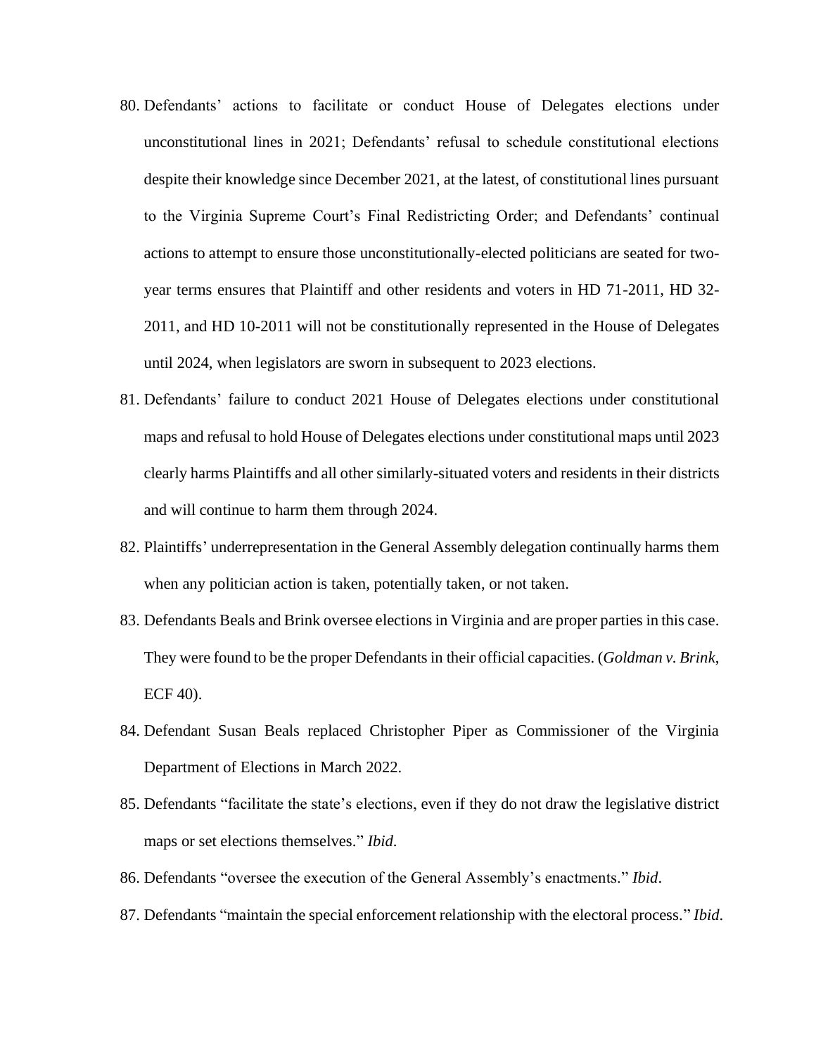80. Defendants' actions to facilitate or conduct House of Delegates elections under unconstitutional lines in 2021; Defendants' refusal to schedule constitutional elections despite their knowledge since December 2021, at the latest, of constitutional lines pursuant to the Virginia Supreme Court's Final Redistricting Order; and Defendants' continual actions to attempt to ensure those unconstitutionally-elected politicians are seated for two-year terms ensures that Plaintiff and other residents and voters in HD 71-2011, HD 32-2011, and HD 10-2011 will not be constitutionally represented in the House of Delegates until 2024, when legislators are sworn in subsequent to 2023 elections.
81. Defendants' failure to conduct 2021 House of Delegates elections under constitutional maps and refusal to hold House of Delegates elections under constitutional maps until 2023 clearly harms Plaintiffs and all other similarly-situated voters and residents in their districts and will continue to harm them through 2024.
82. Plaintiffs' underrepresentation in the General Assembly delegation continually harms them when any politician action is taken, potentially taken, or not taken.
83. Defendants Beals and Brink oversee elections in Virginia and are proper parties in this case. They were found to be the proper Defendants in their official capacities. (*Goldman v. Brink*, ECF 40).
84. Defendant Susan Beals replaced Christopher Piper as Commissioner of the Virginia Department of Elections in March 2022.
85. Defendants "facilitate the state's elections, even if they do not draw the legislative district maps or set elections themselves." *Ibid*.
86. Defendants "oversee the execution of the General Assembly's enactments." *Ibid*.
87. Defendants "maintain the special enforcement relationship with the electoral process." *Ibid*.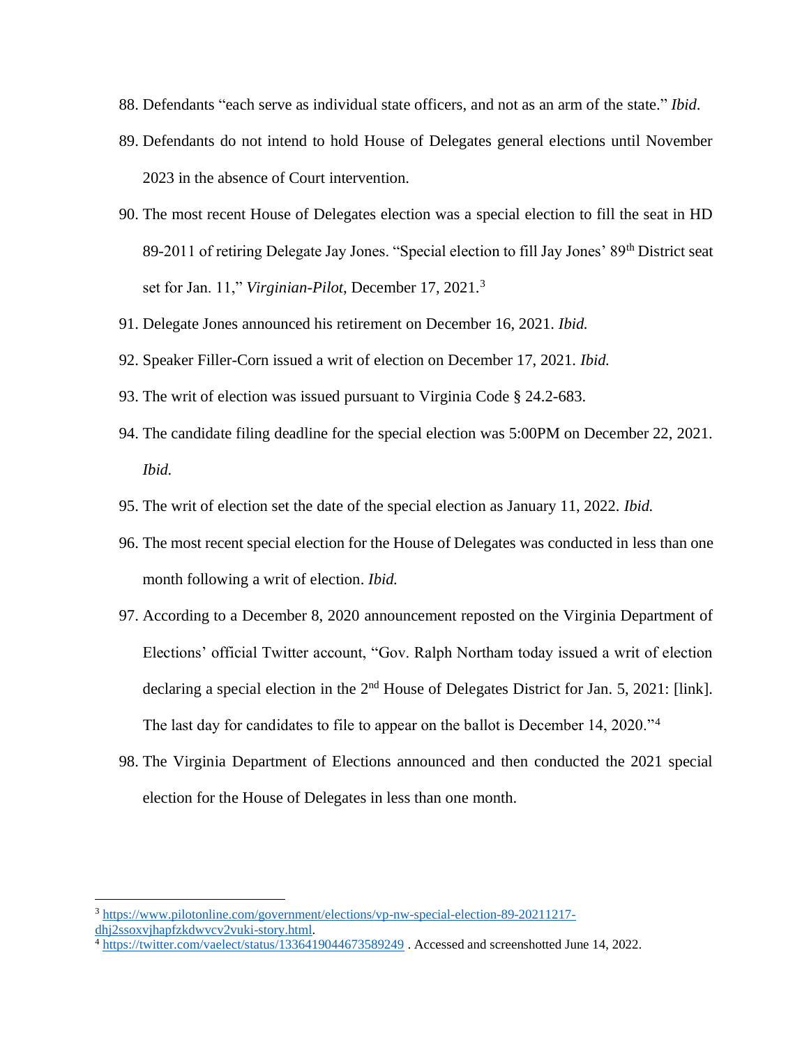88. Defendants "each serve as individual state officers, and not as an arm of the state." *Ibid*.

89. Defendants do not intend to hold House of Delegates general elections until November 2023 in the absence of Court intervention.

90. The most recent House of Delegates election was a special election to fill the seat in HD 89-2011 of retiring Delegate Jay Jones. "Special election to fill Jay Jones' 89th District seat set for Jan. 11," *Virginian-Pilot*, December 17, 2021.[3]

91. Delegate Jones announced his retirement on December 16, 2021. *Ibid.*

92. Speaker Filler-Corn issued a writ of election on December 17, 2021. *Ibid.*

93. The writ of election was issued pursuant to Virginia Code § 24.2-683.

94. The candidate filing deadline for the special election was 5:00PM on December 22, 2021. *Ibid.*

95. The writ of election set the date of the special election as January 11, 2022. *Ibid.*

96. The most recent special election for the House of Delegates was conducted in less than one month following a writ of election. *Ibid.*

97. According to a December 8, 2020 announcement reposted on the Virginia Department of Elections' official Twitter account, "Gov. Ralph Northam today issued a writ of election declaring a special election in the 2nd House of Delegates District for Jan. 5, 2021: [link]. The last day for candidates to file to appear on the ballot is December 14, 2020."[4]

98. The Virginia Department of Elections announced and then conducted the 2021 special election for the House of Delegates in less than one month.

---

[3] https://www.pilotonline.com/government/elections/vp-nw-special-election-89-20211217-dhj2ssoxvjhapfzkdwvcv2vuki-story.html.

[4] https://twitter.com/vaelect/status/1336419044673589249 . Accessed and screenshotted June 14, 2022.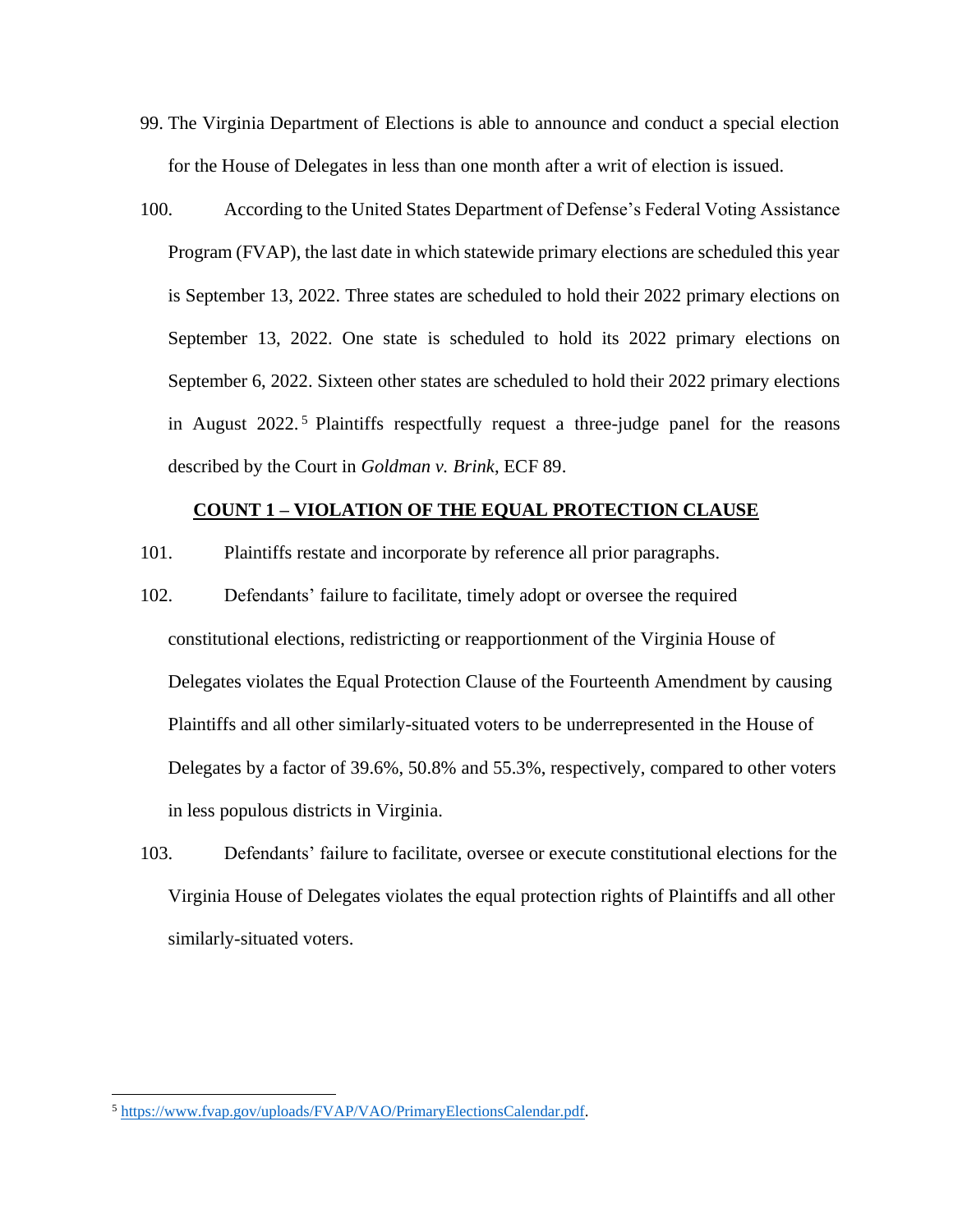99. The Virginia Department of Elections is able to announce and conduct a special election for the House of Delegates in less than one month after a writ of election is issued.

100. According to the United States Department of Defense's Federal Voting Assistance Program (FVAP), the last date in which statewide primary elections are scheduled this year is September 13, 2022. Three states are scheduled to hold their 2022 primary elections on September 13, 2022. One state is scheduled to hold its 2022 primary elections on September 6, 2022. Sixteen other states are scheduled to hold their 2022 primary elections in August 2022.[5] Plaintiffs respectfully request a three-judge panel for the reasons described by the Court in *Goldman v. Brink*, ECF 89.

**COUNT 1 – VIOLATION OF THE EQUAL PROTECTION CLAUSE**

101. Plaintiffs restate and incorporate by reference all prior paragraphs.

102. Defendants' failure to facilitate, timely adopt or oversee the required constitutional elections, redistricting or reapportionment of the Virginia House of Delegates violates the Equal Protection Clause of the Fourteenth Amendment by causing Plaintiffs and all other similarly-situated voters to be underrepresented in the House of Delegates by a factor of 39.6%, 50.8% and 55.3%, respectively, compared to other voters in less populous districts in Virginia.

103. Defendants' failure to facilitate, oversee or execute constitutional elections for the Virginia House of Delegates violates the equal protection rights of Plaintiffs and all other similarly-situated voters.

---

[5] https://www.fvap.gov/uploads/FVAP/VAO/PrimaryElectionsCalendar.pdf.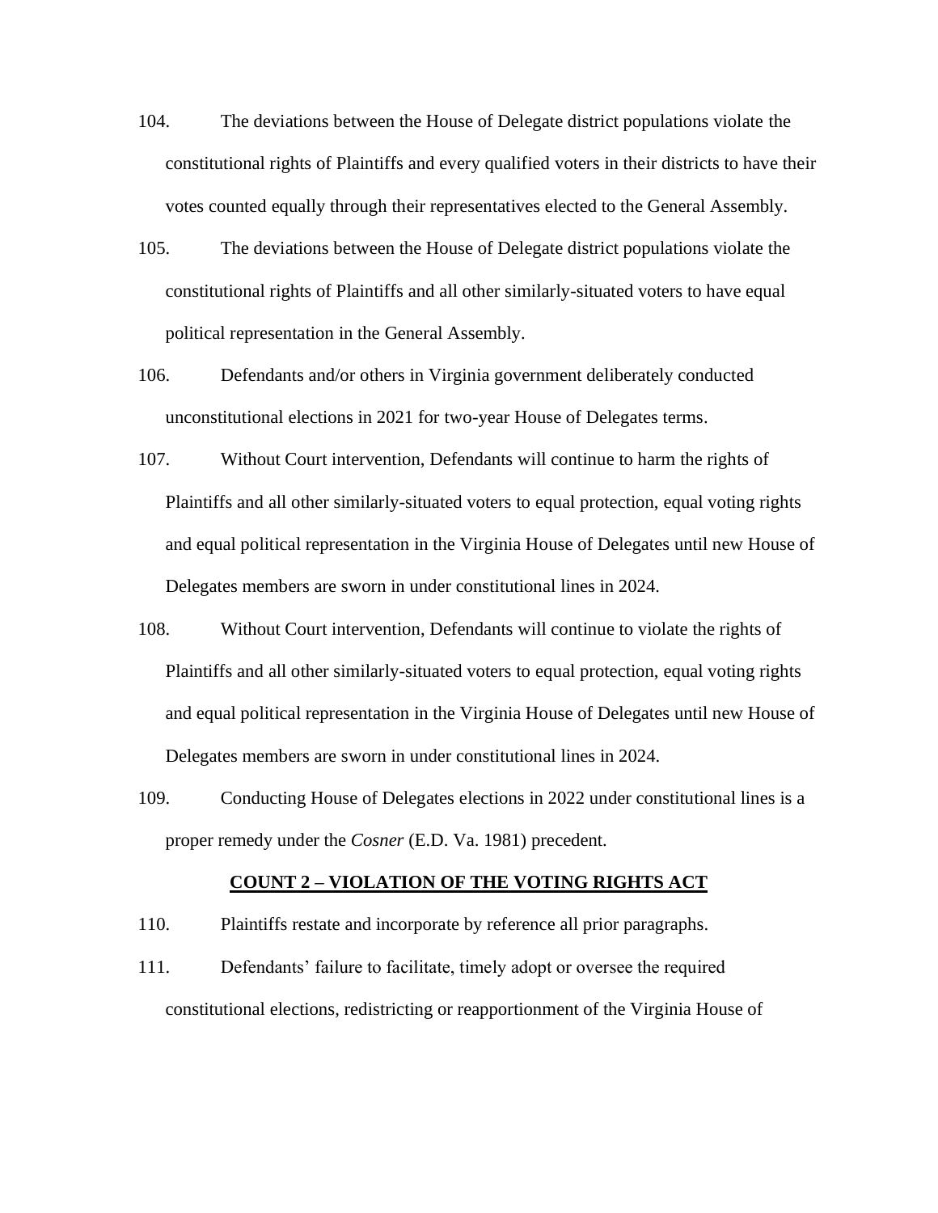104. The deviations between the House of Delegate district populations violate the constitutional rights of Plaintiffs and every qualified voters in their districts to have their votes counted equally through their representatives elected to the General Assembly.

105. The deviations between the House of Delegate district populations violate the constitutional rights of Plaintiffs and all other similarly-situated voters to have equal political representation in the General Assembly.

106. Defendants and/or others in Virginia government deliberately conducted unconstitutional elections in 2021 for two-year House of Delegates terms.

107. Without Court intervention, Defendants will continue to harm the rights of Plaintiffs and all other similarly-situated voters to equal protection, equal voting rights and equal political representation in the Virginia House of Delegates until new House of Delegates members are sworn in under constitutional lines in 2024.

108. Without Court intervention, Defendants will continue to violate the rights of Plaintiffs and all other similarly-situated voters to equal protection, equal voting rights and equal political representation in the Virginia House of Delegates until new House of Delegates members are sworn in under constitutional lines in 2024.

109. Conducting House of Delegates elections in 2022 under constitutional lines is a proper remedy under the *Cosner* (E.D. Va. 1981) precedent.

## COUNT 2 – VIOLATION OF THE VOTING RIGHTS ACT

110. Plaintiffs restate and incorporate by reference all prior paragraphs.

111. Defendants' failure to facilitate, timely adopt or oversee the required constitutional elections, redistricting or reapportionment of the Virginia House of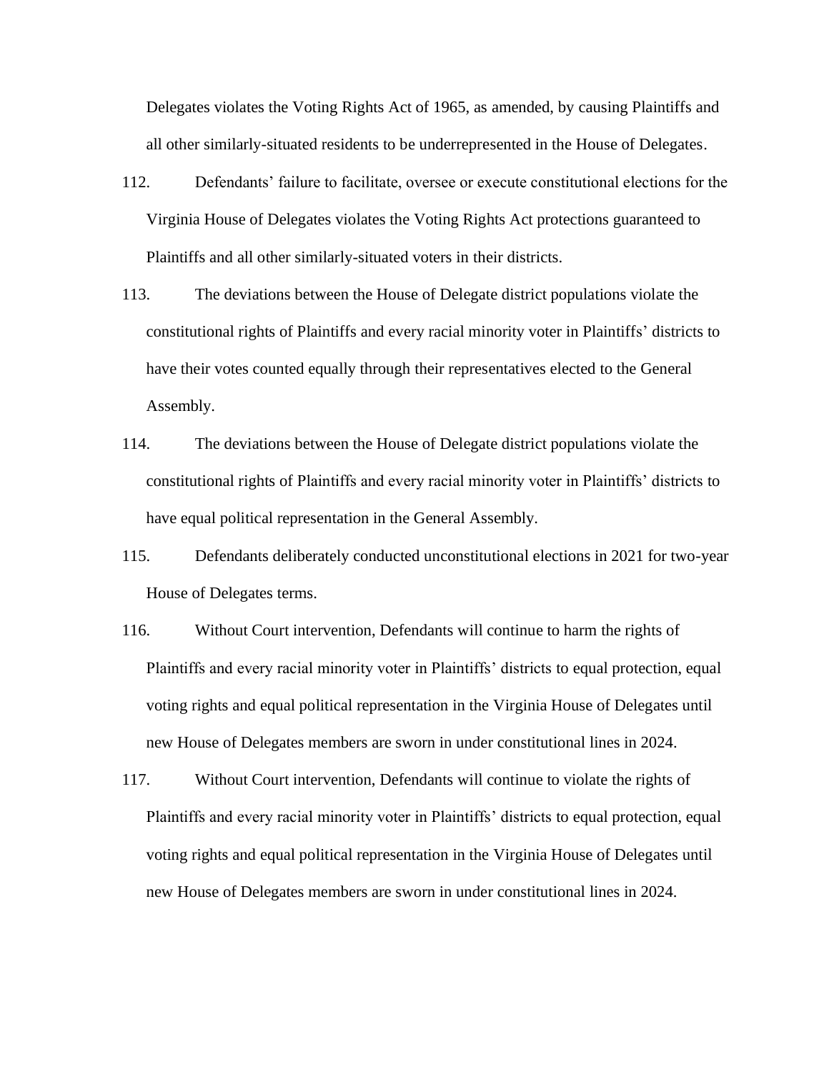Delegates violates the Voting Rights Act of 1965, as amended, by causing Plaintiffs and all other similarly-situated residents to be underrepresented in the House of Delegates.

112. Defendants' failure to facilitate, oversee or execute constitutional elections for the Virginia House of Delegates violates the Voting Rights Act protections guaranteed to Plaintiffs and all other similarly-situated voters in their districts.

113. The deviations between the House of Delegate district populations violate the constitutional rights of Plaintiffs and every racial minority voter in Plaintiffs' districts to have their votes counted equally through their representatives elected to the General Assembly.

114. The deviations between the House of Delegate district populations violate the constitutional rights of Plaintiffs and every racial minority voter in Plaintiffs' districts to have equal political representation in the General Assembly.

115. Defendants deliberately conducted unconstitutional elections in 2021 for two-year House of Delegates terms.

116. Without Court intervention, Defendants will continue to harm the rights of Plaintiffs and every racial minority voter in Plaintiffs' districts to equal protection, equal voting rights and equal political representation in the Virginia House of Delegates until new House of Delegates members are sworn in under constitutional lines in 2024.

117. Without Court intervention, Defendants will continue to violate the rights of Plaintiffs and every racial minority voter in Plaintiffs' districts to equal protection, equal voting rights and equal political representation in the Virginia House of Delegates until new House of Delegates members are sworn in under constitutional lines in 2024.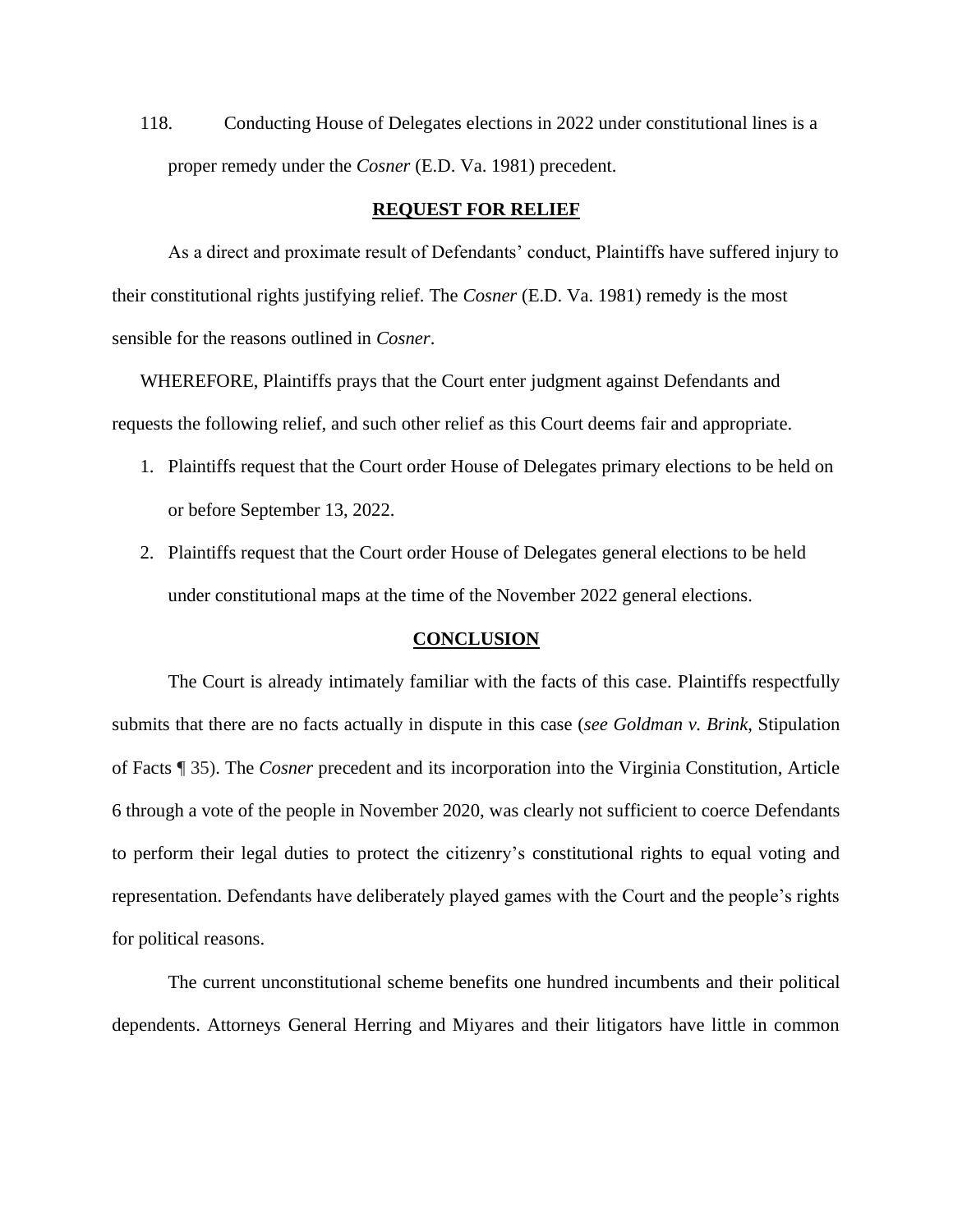118. Conducting House of Delegates elections in 2022 under constitutional lines is a proper remedy under the *Cosner* (E.D. Va. 1981) precedent.

## **REQUEST FOR RELIEF**

As a direct and proximate result of Defendants' conduct, Plaintiffs have suffered injury to their constitutional rights justifying relief. The *Cosner* (E.D. Va. 1981) remedy is the most sensible for the reasons outlined in *Cosner*.

WHEREFORE, Plaintiffs prays that the Court enter judgment against Defendants and requests the following relief, and such other relief as this Court deems fair and appropriate.

1. Plaintiffs request that the Court order House of Delegates primary elections to be held on or before September 13, 2022.
2. Plaintiffs request that the Court order House of Delegates general elections to be held under constitutional maps at the time of the November 2022 general elections.

## **CONCLUSION**

The Court is already intimately familiar with the facts of this case. Plaintiffs respectfully submits that there are no facts actually in dispute in this case (*see Goldman v. Brink*, Stipulation of Facts ¶ 35). The *Cosner* precedent and its incorporation into the Virginia Constitution, Article 6 through a vote of the people in November 2020, was clearly not sufficient to coerce Defendants to perform their legal duties to protect the citizenry's constitutional rights to equal voting and representation. Defendants have deliberately played games with the Court and the people's rights for political reasons.

The current unconstitutional scheme benefits one hundred incumbents and their political dependents. Attorneys General Herring and Miyares and their litigators have little in common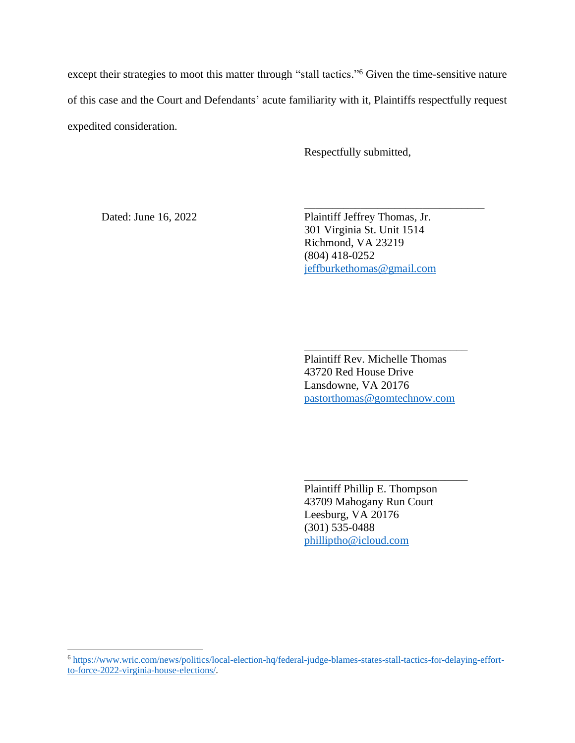except their strategies to moot this matter through "stall tactics."[6] Given the time-sensitive nature of this case and the Court and Defendants' acute familiarity with it, Plaintiffs respectfully request expedited consideration.

Respectfully submitted,

Dated: June 16, 2022

\_\_\_\_\_\_\_\_\_\_\_\_\_\_\_\_\_\_\_\_\_\_\_\_\_\_\_\_\_\_\_\_\_\_

Plaintiff Jeffrey Thomas, Jr.
301 Virginia St. Unit 1514
Richmond, VA 23219
(804) 418-0252
jeffburkethomas@gmail.com

\_\_\_\_\_\_\_\_\_\_\_\_\_\_\_\_\_\_\_\_\_\_\_\_\_\_\_\_\_\_

Plaintiff Rev. Michelle Thomas
43720 Red House Drive
Lansdowne, VA 20176
pastorthomas@gomtechnow.com

\_\_\_\_\_\_\_\_\_\_\_\_\_\_\_\_\_\_\_\_\_\_\_\_\_\_\_\_\_\_

Plaintiff Phillip E. Thompson
43709 Mahogany Run Court
Leesburg, VA 20176
(301) 535-0488
philliptho@icloud.com

---

[6] https://www.wric.com/news/politics/local-election-hq/federal-judge-blames-states-stall-tactics-for-delaying-effort-to-force-2022-virginia-house-elections/.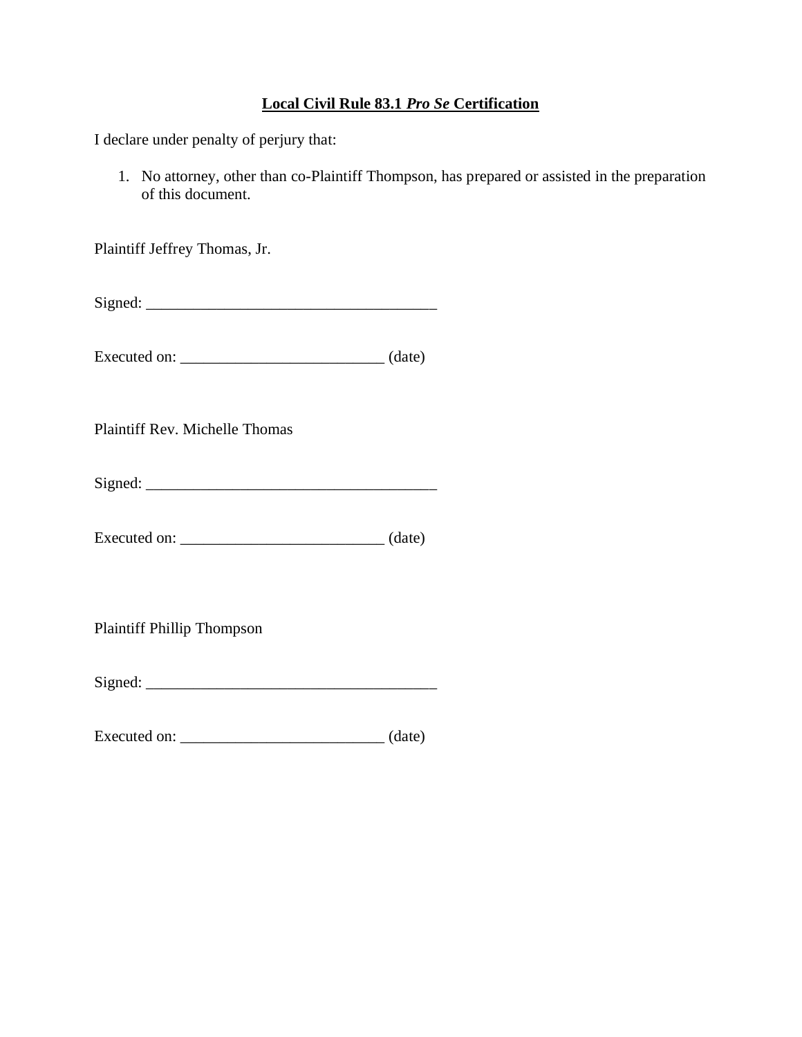**<u>Local Civil Rule 83.1 *Pro Se* Certification</u>**

I declare under penalty of perjury that:

1. No attorney, other than co-Plaintiff Thompson, has prepared or assisted in the preparation of this document.

Plaintiff Jeffrey Thomas, Jr.

Signed: _____________________________________

Executed on: __________________________ (date)

Plaintiff Rev. Michelle Thomas

Signed: _____________________________________

Executed on: __________________________ (date)

Plaintiff Phillip Thompson

Signed: _____________________________________

Executed on: __________________________ (date)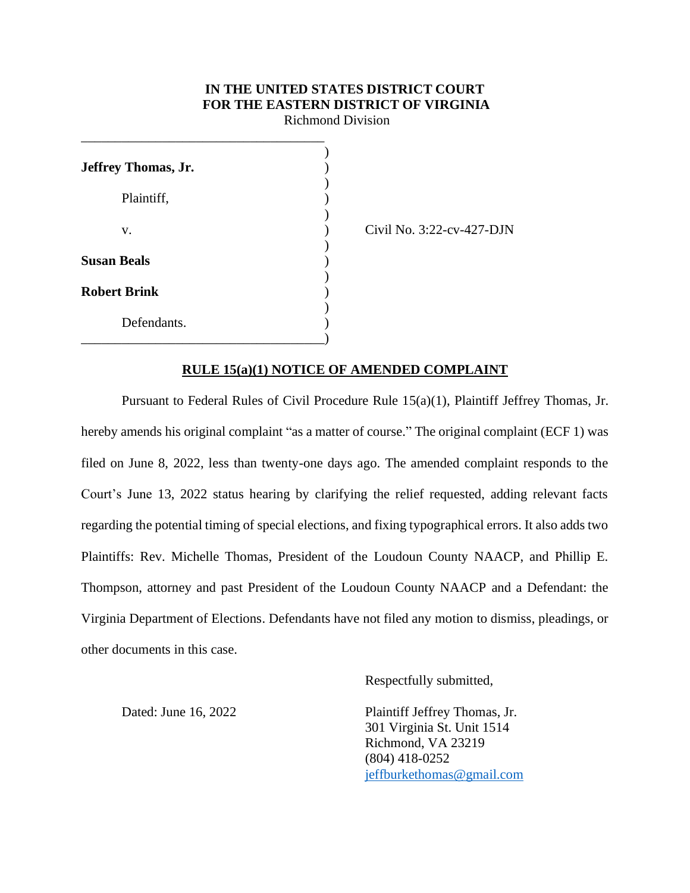**IN THE UNITED STATES DISTRICT COURT**
**FOR THE EASTERN DISTRICT OF VIRGINIA**
Richmond Division

| | |
|---|---|
| **Jeffrey Thomas, Jr.** | |
| Plaintiff, | |
| v. | Civil No. 3:22-cv-427-DJN |
| **Susan Beals** | |
| **Robert Brink** | |
| Defendants. | |

**RULE 15(a)(1) NOTICE OF AMENDED COMPLAINT**

Pursuant to Federal Rules of Civil Procedure Rule 15(a)(1), Plaintiff Jeffrey Thomas, Jr. hereby amends his original complaint "as a matter of course." The original complaint (ECF 1) was filed on June 8, 2022, less than twenty-one days ago. The amended complaint responds to the Court's June 13, 2022 status hearing by clarifying the relief requested, adding relevant facts regarding the potential timing of special elections, and fixing typographical errors. It also adds two Plaintiffs: Rev. Michelle Thomas, President of the Loudoun County NAACP, and Phillip E. Thompson, attorney and past President of the Loudoun County NAACP and a Defendant: the Virginia Department of Elections. Defendants have not filed any motion to dismiss, pleadings, or other documents in this case.

Respectfully submitted,

Dated: June 16, 2022

Plaintiff Jeffrey Thomas, Jr.
301 Virginia St. Unit 1514
Richmond, VA 23219
(804) 418-0252
jeffburkethomas@gmail.com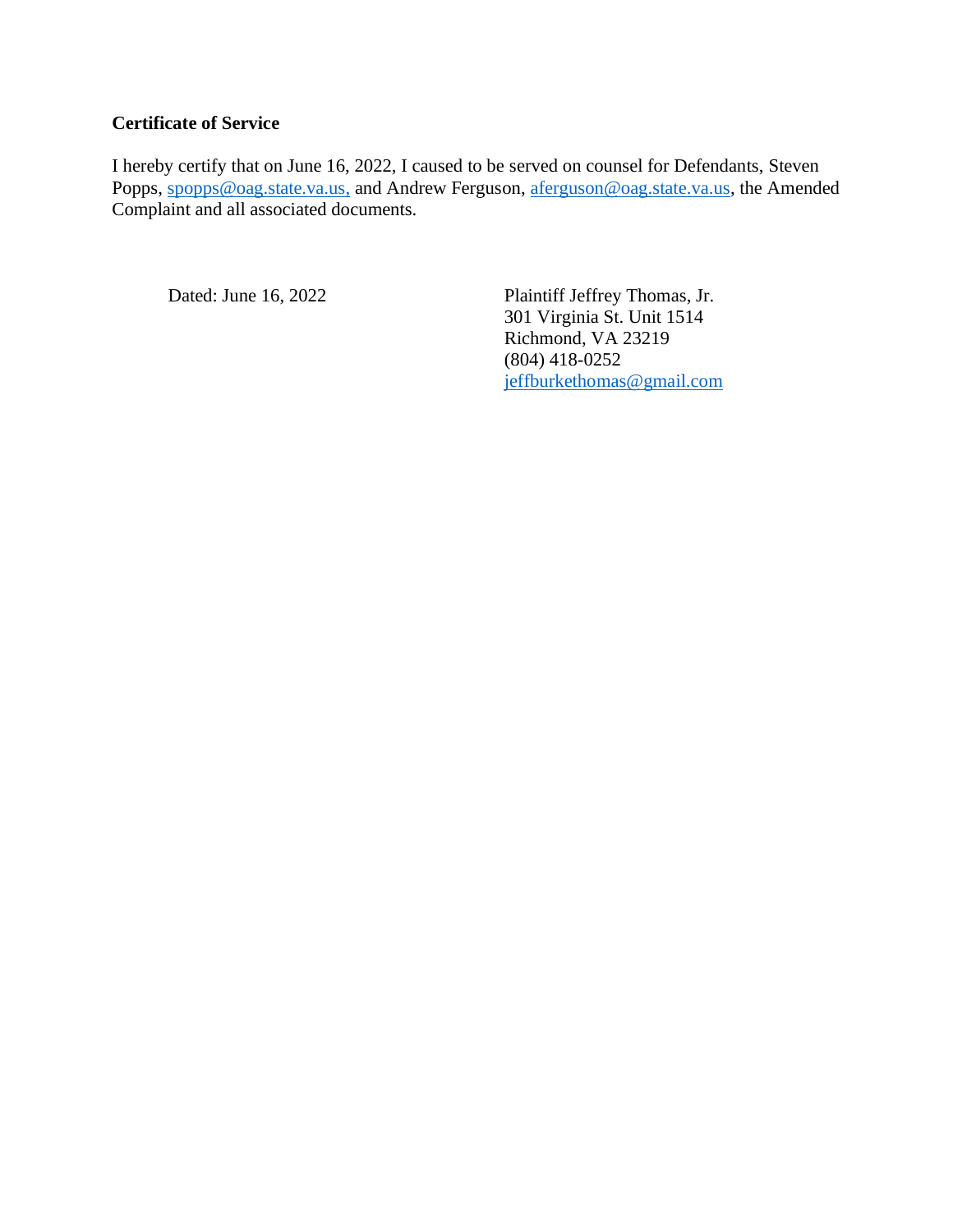**Certificate of Service**

I hereby certify that on June 16, 2022, I caused to be served on counsel for Defendants, Steven Popps, spopps@oag.state.va.us, and Andrew Ferguson, aferguson@oag.state.va.us, the Amended Complaint and all associated documents.

Dated: June 16, 2022

Plaintiff Jeffrey Thomas, Jr.
301 Virginia St. Unit 1514
Richmond, VA 23219
(804) 418-0252
jeffburkethomas@gmail.com